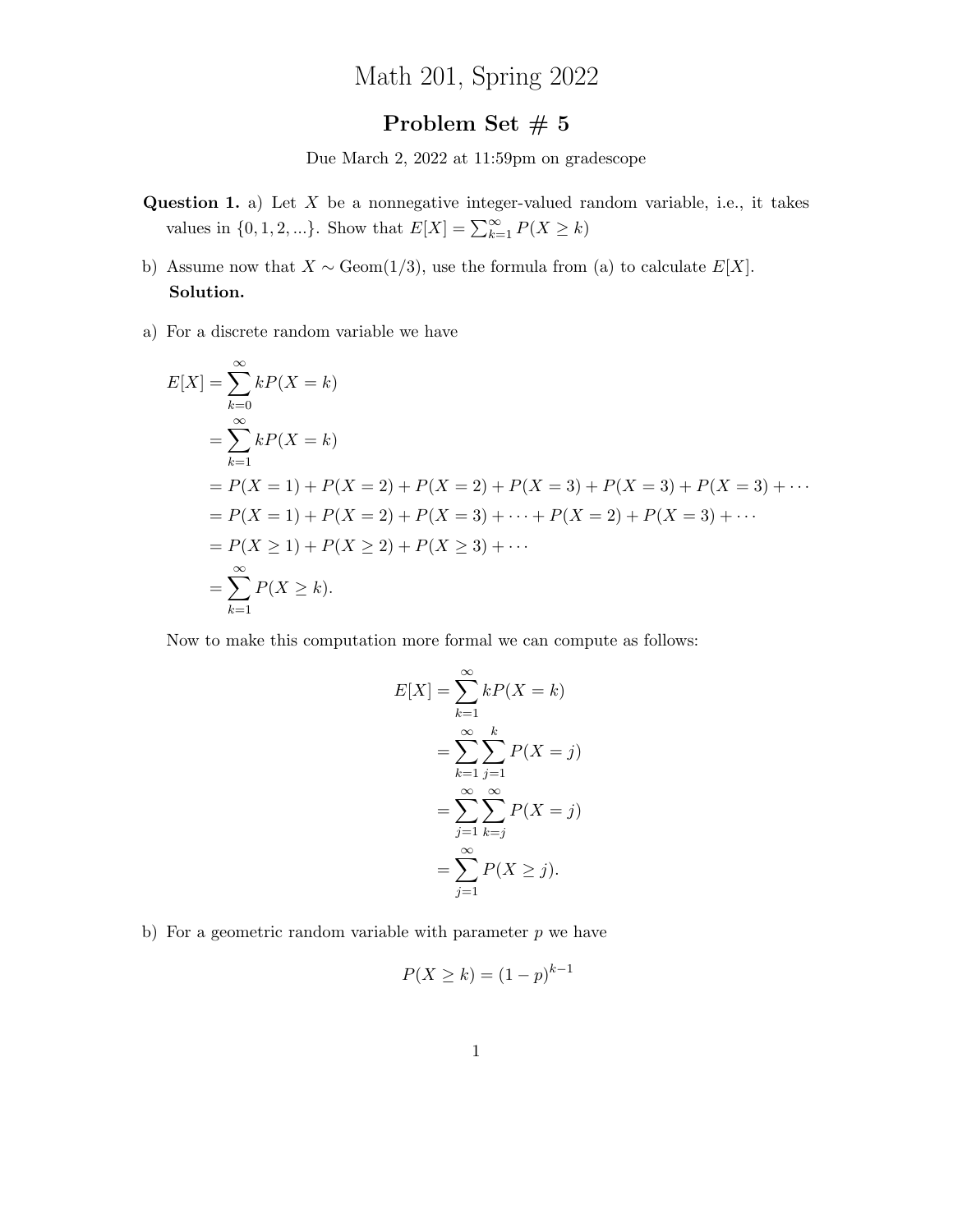# Math 201, Spring 2022

## Problem Set # 5

Due March 2, 2022 at 11:59pm on gradescope

**Question 1.** a) Let $X$ be a nonnegative integer-valued random variable, i.e., it takes values in $\{0, 1, 2, ...\}$. Show that $E[X] = \sum_{k=1}^{\infty} P(X \geq k)$

b) Assume now that $X \sim \text{Geom}(1/3)$, use the formula from (a) to calculate $E[X]$.

**Solution.**

a) For a discrete random variable we have

$$
\begin{aligned}
E[X] &= \sum_{k=0}^{\infty} kP(X = k) \\
&= \sum_{k=1}^{\infty} kP(X = k) \\
&= P(X = 1) + P(X = 2) + P(X = 2) + P(X = 3) + P(X = 3) + P(X = 3) + \cdots \\
&= P(X = 1) + P(X = 2) + P(X = 3) + \cdots + P(X = 2) + P(X = 3) + \cdots \\
&= P(X \geq 1) + P(X \geq 2) + P(X \geq 3) + \cdots \\
&= \sum_{k=1}^{\infty} P(X \geq k).
\end{aligned}
$$

Now to make this computation more formal we can compute as follows:

$$
\begin{aligned}
E[X] &= \sum_{k=1}^{\infty} kP(X = k) \\
&= \sum_{k=1}^{\infty} \sum_{j=1}^{k} P(X = j) \\
&= \sum_{j=1}^{\infty} \sum_{k=j}^{\infty} P(X = j) \\
&= \sum_{j=1}^{\infty} P(X \geq j).
\end{aligned}
$$

b) For a geometric random variable with parameter $p$ we have

$$
P(X \geq k) = (1-p)^{k-1}
$$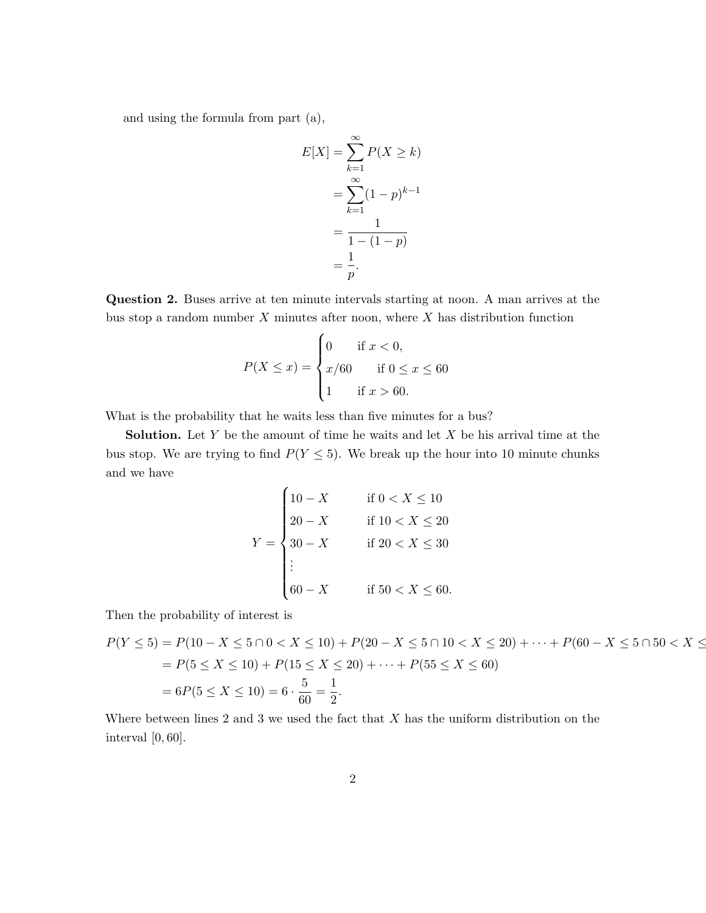and using the formula from part (a),

$$
\begin{aligned}
E[X] &= \sum_{k=1}^{\infty} P(X \geq k) \\
&= \sum_{k=1}^{\infty} (1-p)^{k-1} \\
&= \frac{1}{1-(1-p)} \\
&= \frac{1}{p}.
\end{aligned}
$$

**Question 2.** Buses arrive at ten minute intervals starting at noon. A man arrives at the bus stop a random number $X$ minutes after noon, where $X$ has distribution function

$$
P(X \leq x) = \begin{cases} 0 & \text{if } x < 0, \\ x/60 & \text{if } 0 \leq x \leq 60 \\ 1 & \text{if } x > 60. \end{cases}
$$

What is the probability that he waits less than five minutes for a bus?

**Solution.** Let $Y$ be the amount of time he waits and let $X$ be his arrival time at the bus stop. We are trying to find $P(Y \leq 5)$. We break up the hour into 10 minute chunks and we have

$$
Y = \begin{cases} 10 - X & \text{if } 0 < X \leq 10 \\ 20 - X & \text{if } 10 < X \leq 20 \\ 30 - X & \text{if } 20 < X \leq 30 \\ \vdots & \\ 60 - X & \text{if } 50 < X \leq 60. \end{cases}
$$

Then the probability of interest is

$$
\begin{aligned}
P(Y \leq 5) &= P(10 - X \leq 5 \cap 0 < X \leq 10) + P(20 - X \leq 5 \cap 10 < X \leq 20) + \cdots + P(60 - X \leq 5 \cap 50 < X \leq \\
&= P(5 \leq X \leq 10) + P(15 \leq X \leq 20) + \cdots + P(55 \leq X \leq 60) \\
&= 6P(5 \leq X \leq 10) = 6 \cdot \frac{5}{60} = \frac{1}{2}.
\end{aligned}
$$

Where between lines 2 and 3 we used the fact that $X$ has the uniform distribution on the interval $[0, 60]$.